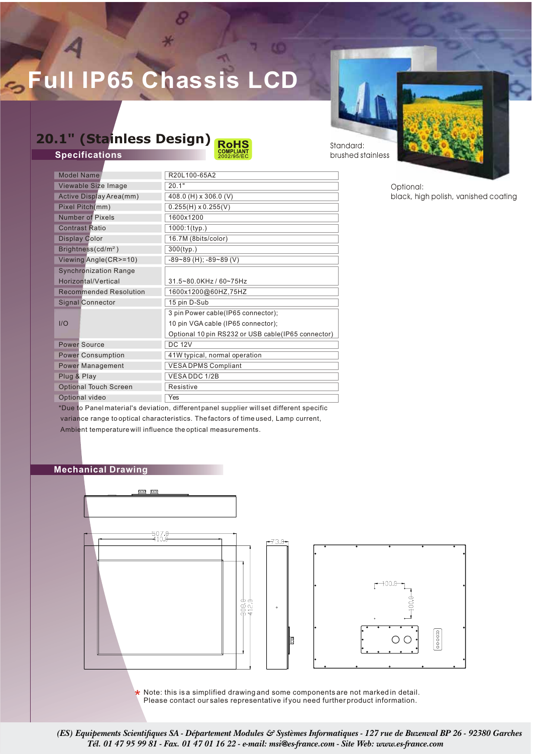# Full IP65 Chassis LCD

## 20.1" (Stainless Design)

RoHS COMPLIANT 2002/95/EC

Standard: brushed stainless

Optional: black, high polish, vanished coating

### Specifications

| | |
|---|---|
| Model Name | R20L100-65A2 |
| Viewable Size Image | 20.1" |
| Active Display Area(mm) | 408.0 (H) x 306.0 (V) |
| Pixel Pitch(mm) | 0.255(H) x 0.255(V) |
| Number of Pixels | 1600x1200 |
| Contrast Ratio | 1000:1(typ.) |
| Display Color | 16.7M (8bits/color) |
| Brightness(cd/m²) | 300(typ.) |
| Viewing Angle(CR>=10) | -89~89 (H); -89~89 (V) |
| Synchronization Range Horizontal/Vertical | 31.5~80.0KHz / 60~75Hz |
| Recommended Resolution | 1600x1200@60HZ,75HZ |
| Signal Connector | 15 pin D-Sub |
| I/O | 3 pin Power cable(IP65 connector); 10 pin VGA cable (IP65 connector); Optional 10 pin RS232 or USB cable(IP65 connector) |
| Power Source | DC 12V |
| Power Consumption | 41W typical, normal operation |
| Power Management | VESA DPMS Compliant |
| Plug & Play | VESA DDC 1/2B |
| Optional Touch Screen | Resistive |
| Optional video | Yes |

*Due to Panel material's deviation, different panel supplier will set different specific variance range to optical characteristics. The factors of time used, Lamp current, Ambient temperature will influence the optical measurements.

### Mechanical Drawing

507.0 410.0 73.0 308.0 412.0 100.0 100.0

* Note: this is a simplified drawing and some components are not marked in detail. Please contact our sales representative if you need further product information.

*(ES) Equipements Scientifiques SA - Département Modules & Systèmes Informatiques - 127 rue de Buzenval BP 26 - 92380 Garches*
*Tél. 01 47 95 99 81 - Fax. 01 47 01 16 22 - e-mail: msi@es-france.com - Site Web: www.es-france.com*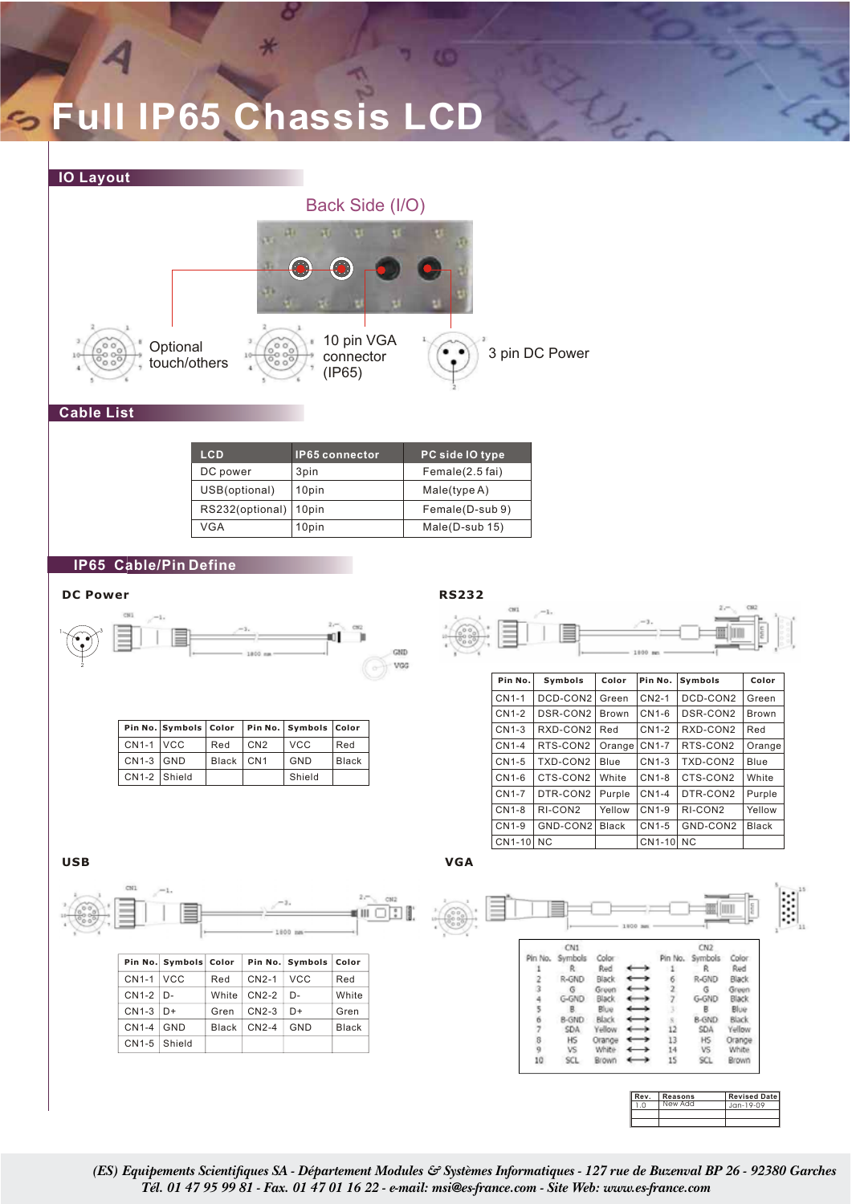# Full IP65 Chassis LCD

## IO Layout

Back Side (I/O)

Optional touch/others

10 pin VGA connector (IP65)

3 pin DC Power

## Cable List

| LCD | IP65 connector | PC side IO type |
|---|---|---|
| DC power | 3pin | Female(2.5 fai) |
| USB(optional) | 10pin | Male(type A) |
| RS232(optional) | 10pin | Female(D-sub 9) |
| VGA | 10pin | Male(D-sub 15) |

## IP65 Cable/Pin Define

### DC Power

CN1 -1- -3- 2- CN2 1800 mm GND VGG

| Pin No. | Symbols | Color | Pin No. | Symbols | Color |
|---|---|---|---|---|---|
| CN1-1 | VCC | Red | CN2 | VCC | Red |
| CN1-3 | GND | Black | CN1 | GND | Black |
| CN1-2 | Shield | | | Shield | |

### RS232

CN1 -1- -3- 2- CN2 1800 mm

| Pin No. | Symbols | Color | Pin No. | Symbols | Color |
|---|---|---|---|---|---|
| CN1-1 | DCD-CON2 | Green | CN2-1 | DCD-CON2 | Green |
| CN1-2 | DSR-CON2 | Brown | CN1-6 | DSR-CON2 | Brown |
| CN1-3 | RXD-CON2 | Red | CN1-2 | RXD-CON2 | Red |
| CN1-4 | RTS-CON2 | Orange | CN1-7 | RTS-CON2 | Orange |
| CN1-5 | TXD-CON2 | Blue | CN1-3 | TXD-CON2 | Blue |
| CN1-6 | CTS-CON2 | White | CN1-8 | CTS-CON2 | White |
| CN1-7 | DTR-CON2 | Purple | CN1-4 | DTR-CON2 | Purple |
| CN1-8 | RI-CON2 | Yellow | CN1-9 | RI-CON2 | Yellow |
| CN1-9 | GND-CON2 | Black | CN1-5 | GND-CON2 | Black |
| CN1-10 | NC | | CN1-10 | NC | |

### USB

CN1 -1- -3- 2- CN2 1800 mm

| Pin No. | Symbols | Color | Pin No. | Symbols | Color |
|---|---|---|---|---|---|
| CN1-1 | VCC | Red | CN2-1 | VCC | Red |
| CN1-2 | D- | White | CN2-2 | D- | White |
| CN1-3 | D+ | Gren | CN2-3 | D+ | Gren |
| CN1-4 | GND | Black | CN2-4 | GND | Black |
| CN1-5 | Shield | | | | |

### VGA

1800 mm

| CN1 Pin No. | Symbols | Color | | CN2 Pin No. | Symbols | Color |
|---|---|---|---|---|---|---|
| 1 | R | Red | ⟷ | 1 | R | Red |
| 2 | R-GND | Black | ⟷ | 6 | R-GND | Black |
| 3 | G | Green | ⟷ | 2 | G | Green |
| 4 | G-GND | Black | ⟷ | 7 | G-GND | Black |
| 5 | B | Blue | ⟷ | 3 | B | Blue |
| 6 | B-GND | Black | ⟷ | 8 | B-GND | Black |
| 7 | SDA | Yellow | ⟷ | 12 | SDA | Yellow |
| 8 | HS | Orange | ⟷ | 13 | HS | Orange |
| 9 | VS | White | ⟷ | 14 | VS | White |
| 10 | SCL | Brown | ⟷ | 15 | SCL | Brown |

| Rev. | Reasons | Revised Date |
|---|---|---|
| 1.0 | New Add | Jan-19-09 |

*(ES) Equipements Scientifiques SA - Département Modules & Systèmes Informatiques - 127 rue de Buzenval BP 26 - 92380 Garches*
*Tél. 01 47 95 99 81 - Fax. 01 47 01 16 22 - e-mail: msi@es-france.com - Site Web: www.es-france.com*